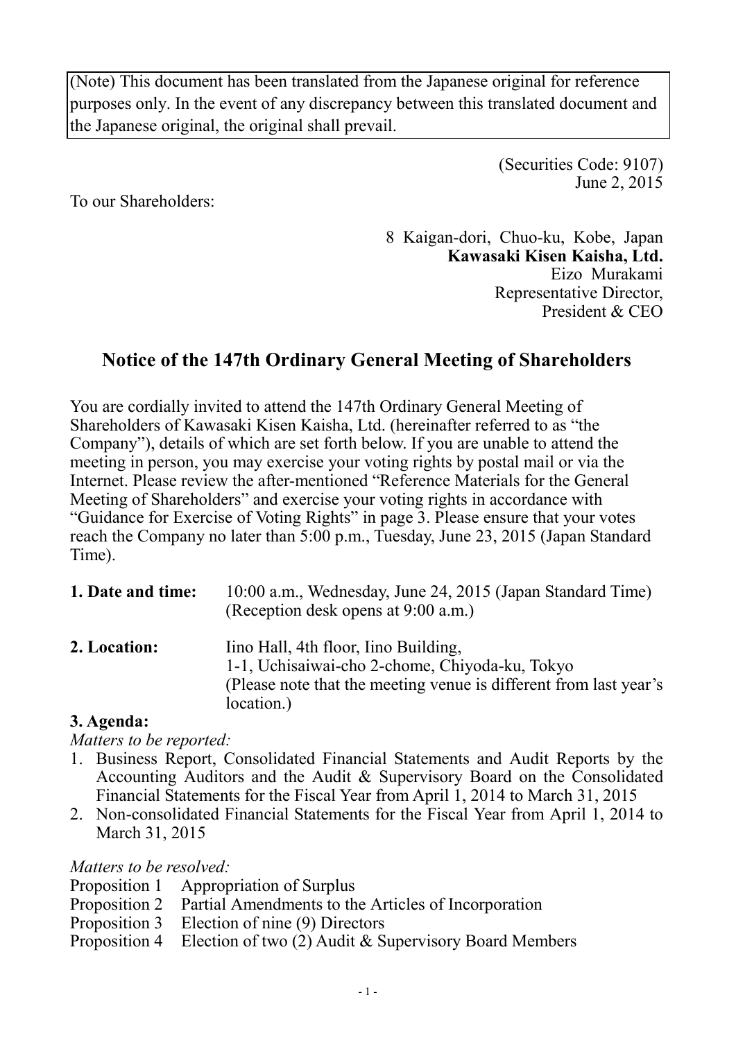(Note) This document has been translated from the Japanese original for reference purposes only. In the event of any discrepancy between this translated document and the Japanese original, the original shall prevail.

(Securities Code: 9107)
June 2, 2015

To our Shareholders:

8 Kaigan-dori, Chuo-ku, Kobe, Japan
**Kawasaki Kisen Kaisha, Ltd.**
Eizo Murakami
Representative Director,
President & CEO

# Notice of the 147th Ordinary General Meeting of Shareholders

You are cordially invited to attend the 147th Ordinary General Meeting of Shareholders of Kawasaki Kisen Kaisha, Ltd. (hereinafter referred to as "the Company"), details of which are set forth below. If you are unable to attend the meeting in person, you may exercise your voting rights by postal mail or via the Internet. Please review the after-mentioned "Reference Materials for the General Meeting of Shareholders" and exercise your voting rights in accordance with "Guidance for Exercise of Voting Rights" in page 3. Please ensure that your votes reach the Company no later than 5:00 p.m., Tuesday, June 23, 2015 (Japan Standard Time).

**1. Date and time:** 10:00 a.m., Wednesday, June 24, 2015 (Japan Standard Time) (Reception desk opens at 9:00 a.m.)

**2. Location:** Iino Hall, 4th floor, Iino Building, 1-1, Uchisaiwai-cho 2-chome, Chiyoda-ku, Tokyo (Please note that the meeting venue is different from last year's location.)

**3. Agenda:**

*Matters to be reported:*

1. Business Report, Consolidated Financial Statements and Audit Reports by the Accounting Auditors and the Audit & Supervisory Board on the Consolidated Financial Statements for the Fiscal Year from April 1, 2014 to March 31, 2015
2. Non-consolidated Financial Statements for the Fiscal Year from April 1, 2014 to March 31, 2015

*Matters to be resolved:*

Proposition 1 Appropriation of Surplus
Proposition 2 Partial Amendments to the Articles of Incorporation
Proposition 3 Election of nine (9) Directors
Proposition 4 Election of two (2) Audit & Supervisory Board Members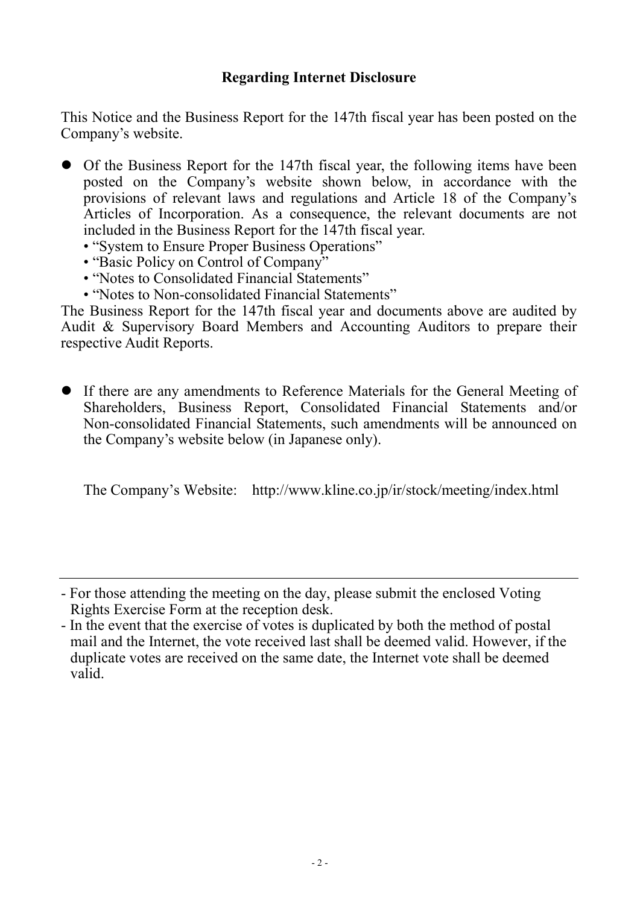## Regarding Internet Disclosure

This Notice and the Business Report for the 147th fiscal year has been posted on the Company's website.

- Of the Business Report for the 147th fiscal year, the following items have been posted on the Company's website shown below, in accordance with the provisions of relevant laws and regulations and Article 18 of the Company's Articles of Incorporation. As a consequence, the relevant documents are not included in the Business Report for the 147th fiscal year.
  - "System to Ensure Proper Business Operations"
  - "Basic Policy on Control of Company"
  - "Notes to Consolidated Financial Statements"
  - "Notes to Non-consolidated Financial Statements"

The Business Report for the 147th fiscal year and documents above are audited by Audit & Supervisory Board Members and Accounting Auditors to prepare their respective Audit Reports.

- If there are any amendments to Reference Materials for the General Meeting of Shareholders, Business Report, Consolidated Financial Statements and/or Non-consolidated Financial Statements, such amendments will be announced on the Company's website below (in Japanese only).

  The Company's Website: http://www.kline.co.jp/ir/stock/meeting/index.html

---

- For those attending the meeting on the day, please submit the enclosed Voting Rights Exercise Form at the reception desk.
- In the event that the exercise of votes is duplicated by both the method of postal mail and the Internet, the vote received last shall be deemed valid. However, if the duplicate votes are received on the same date, the Internet vote shall be deemed valid.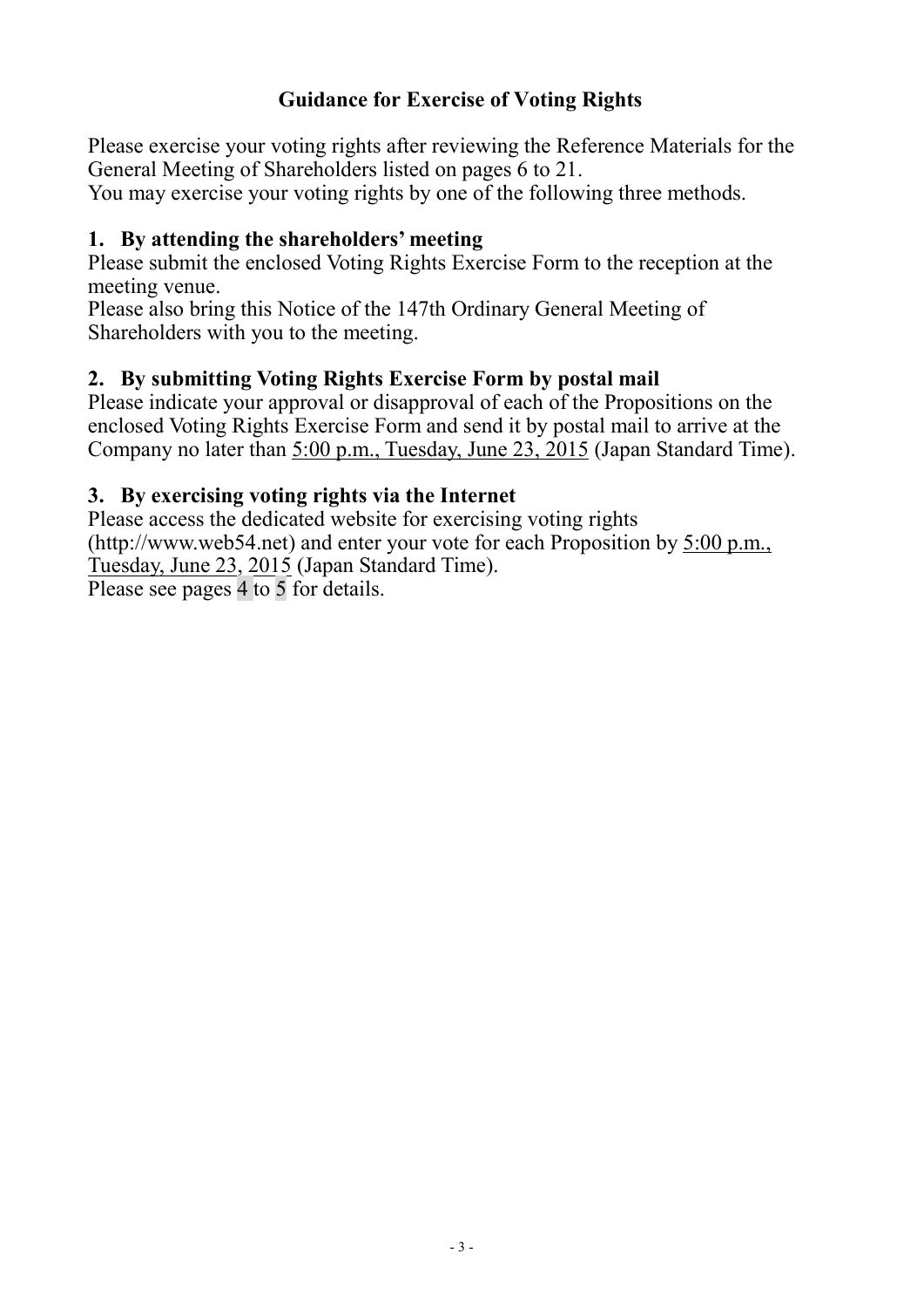## Guidance for Exercise of Voting Rights

Please exercise your voting rights after reviewing the Reference Materials for the General Meeting of Shareholders listed on pages 6 to 21.
You may exercise your voting rights by one of the following three methods.

### 1. By attending the shareholders' meeting

Please submit the enclosed Voting Rights Exercise Form to the reception at the meeting venue.
Please also bring this Notice of the 147th Ordinary General Meeting of Shareholders with you to the meeting.

### 2. By submitting Voting Rights Exercise Form by postal mail

Please indicate your approval or disapproval of each of the Propositions on the enclosed Voting Rights Exercise Form and send it by postal mail to arrive at the Company no later than 5:00 p.m., Tuesday, June 23, 2015 (Japan Standard Time).

### 3. By exercising voting rights via the Internet

Please access the dedicated website for exercising voting rights (http://www.web54.net) and enter your vote for each Proposition by 5:00 p.m., Tuesday, June 23, 2015 (Japan Standard Time).
Please see pages 4 to 5 for details.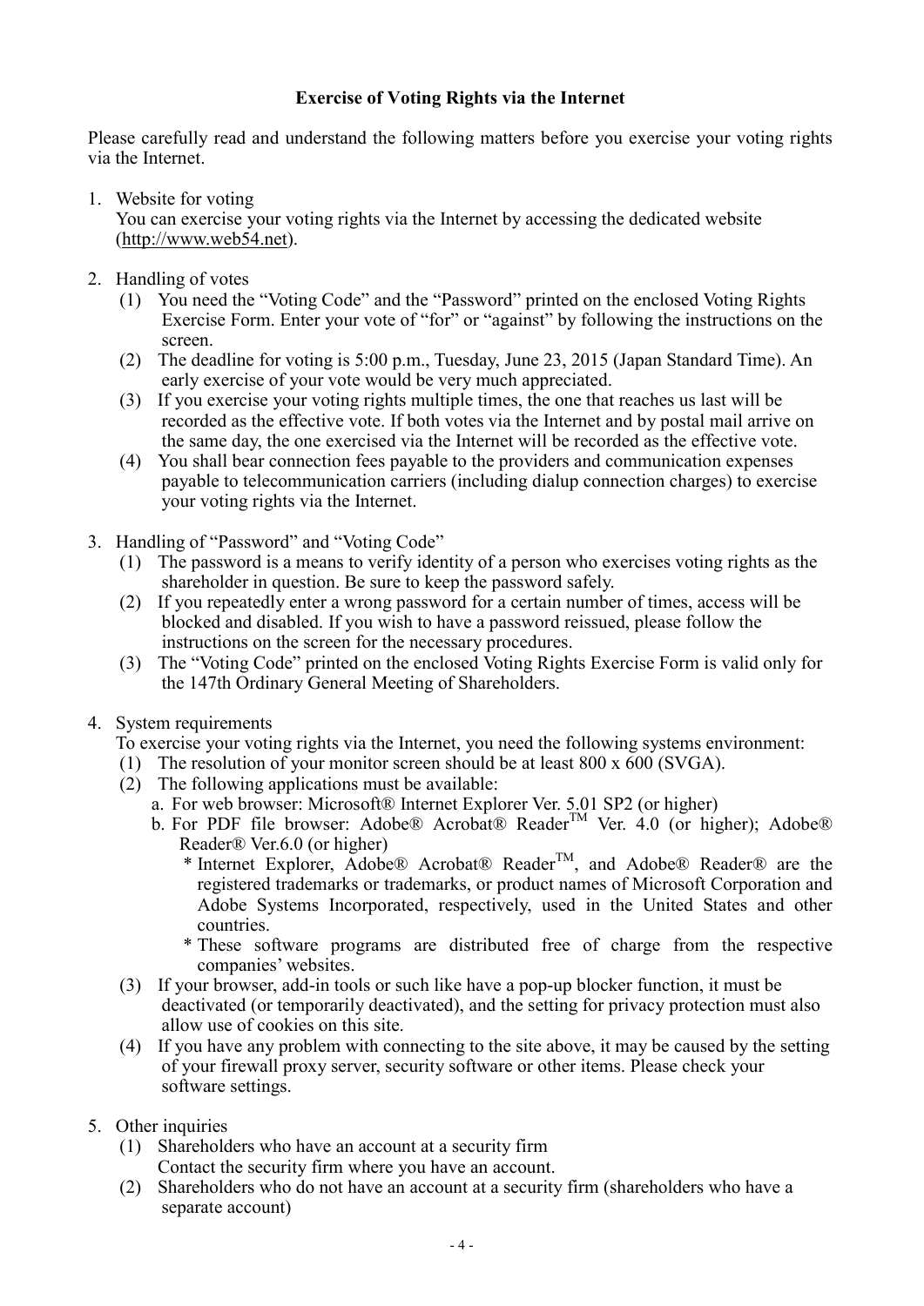## Exercise of Voting Rights via the Internet

Please carefully read and understand the following matters before you exercise your voting rights via the Internet.

1. Website for voting
   You can exercise your voting rights via the Internet by accessing the dedicated website (http://www.web54.net).

2. Handling of votes
   (1) You need the "Voting Code" and the "Password" printed on the enclosed Voting Rights Exercise Form. Enter your vote of "for" or "against" by following the instructions on the screen.
   (2) The deadline for voting is 5:00 p.m., Tuesday, June 23, 2015 (Japan Standard Time). An early exercise of your vote would be very much appreciated.
   (3) If you exercise your voting rights multiple times, the one that reaches us last will be recorded as the effective vote. If both votes via the Internet and by postal mail arrive on the same day, the one exercised via the Internet will be recorded as the effective vote.
   (4) You shall bear connection fees payable to the providers and communication expenses payable to telecommunication carriers (including dialup connection charges) to exercise your voting rights via the Internet.

3. Handling of "Password" and "Voting Code"
   (1) The password is a means to verify identity of a person who exercises voting rights as the shareholder in question. Be sure to keep the password safely.
   (2) If you repeatedly enter a wrong password for a certain number of times, access will be blocked and disabled. If you wish to have a password reissued, please follow the instructions on the screen for the necessary procedures.
   (3) The "Voting Code" printed on the enclosed Voting Rights Exercise Form is valid only for the 147th Ordinary General Meeting of Shareholders.

4. System requirements
   To exercise your voting rights via the Internet, you need the following systems environment:
   (1) The resolution of your monitor screen should be at least 800 x 600 (SVGA).
   (2) The following applications must be available:
      a. For web browser: Microsoft® Internet Explorer Ver. 5.01 SP2 (or higher)
      b. For PDF file browser: Adobe® Acrobat® Reader™ Ver. 4.0 (or higher); Adobe® Reader® Ver.6.0 (or higher)
         * Internet Explorer, Adobe® Acrobat® Reader™, and Adobe® Reader® are the registered trademarks or trademarks, or product names of Microsoft Corporation and Adobe Systems Incorporated, respectively, used in the United States and other countries.
         * These software programs are distributed free of charge from the respective companies' websites.
   (3) If your browser, add-in tools or such like have a pop-up blocker function, it must be deactivated (or temporarily deactivated), and the setting for privacy protection must also allow use of cookies on this site.
   (4) If you have any problem with connecting to the site above, it may be caused by the setting of your firewall proxy server, security software or other items. Please check your software settings.

5. Other inquiries
   (1) Shareholders who have an account at a security firm
       Contact the security firm where you have an account.
   (2) Shareholders who do not have an account at a security firm (shareholders who have a separate account)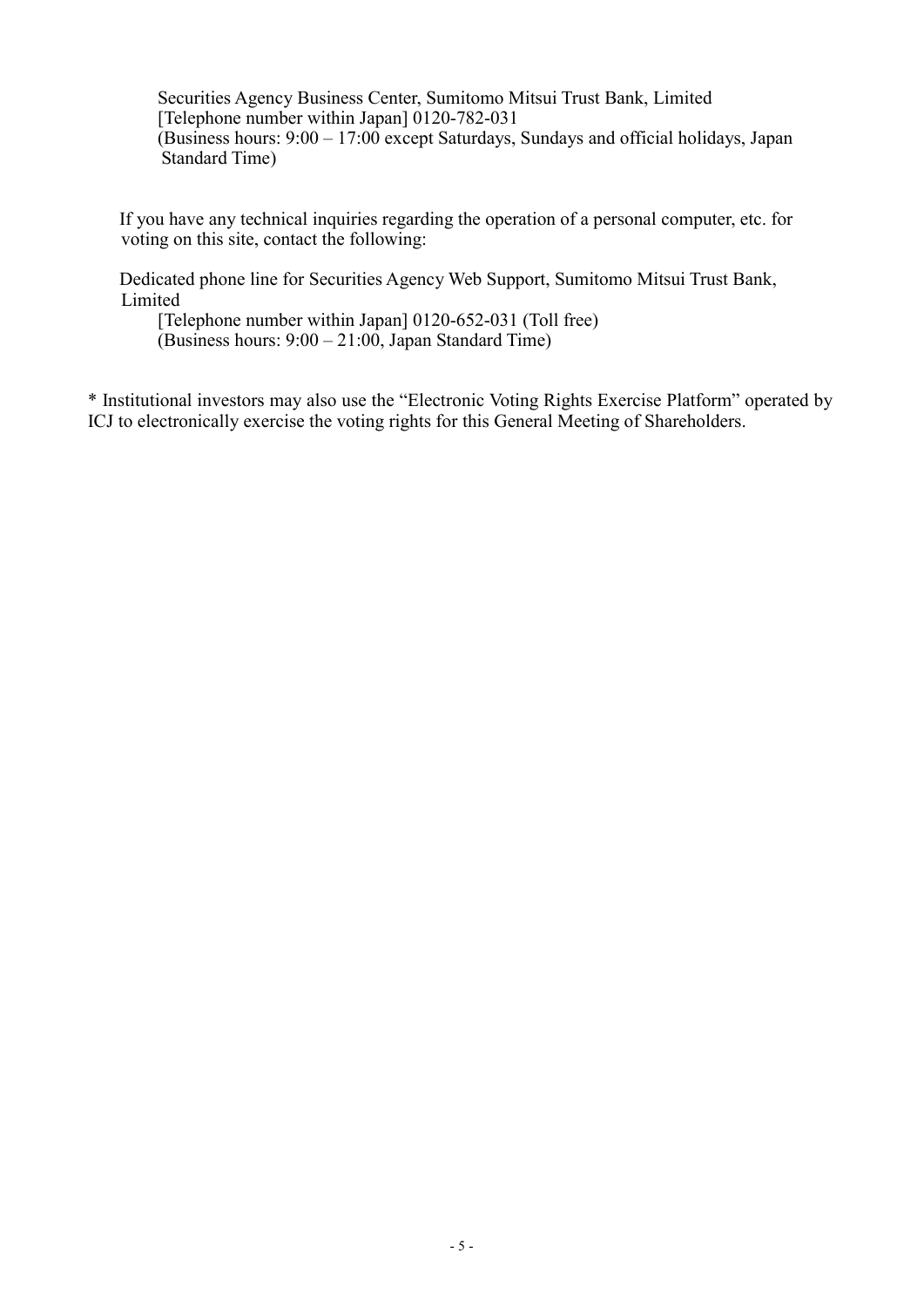Securities Agency Business Center, Sumitomo Mitsui Trust Bank, Limited
[Telephone number within Japan] 0120-782-031
(Business hours: 9:00 – 17:00 except Saturdays, Sundays and official holidays, Japan Standard Time)

If you have any technical inquiries regarding the operation of a personal computer, etc. for voting on this site, contact the following:

Dedicated phone line for Securities Agency Web Support, Sumitomo Mitsui Trust Bank, Limited
[Telephone number within Japan] 0120-652-031 (Toll free)
(Business hours: 9:00 – 21:00, Japan Standard Time)

* Institutional investors may also use the "Electronic Voting Rights Exercise Platform" operated by ICJ to electronically exercise the voting rights for this General Meeting of Shareholders.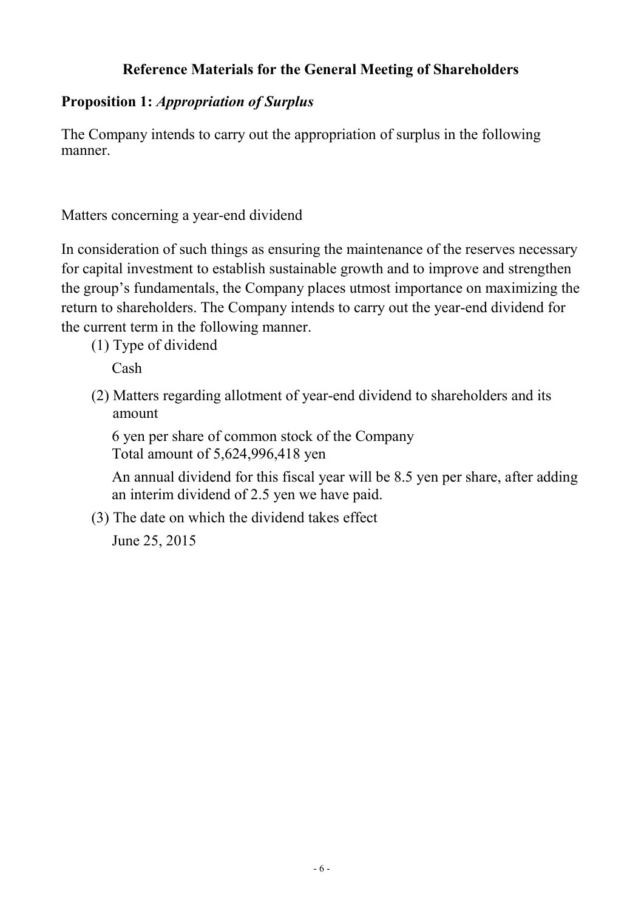# Reference Materials for the General Meeting of Shareholders

## **Proposition 1:** *Appropriation of Surplus*

The Company intends to carry out the appropriation of surplus in the following manner.

Matters concerning a year-end dividend

In consideration of such things as ensuring the maintenance of the reserves necessary for capital investment to establish sustainable growth and to improve and strengthen the group's fundamentals, the Company places utmost importance on maximizing the return to shareholders. The Company intends to carry out the year-end dividend for the current term in the following manner.

(1) Type of dividend

Cash

(2) Matters regarding allotment of year-end dividend to shareholders and its amount

6 yen per share of common stock of the Company
Total amount of 5,624,996,418 yen

An annual dividend for this fiscal year will be 8.5 yen per share, after adding an interim dividend of 2.5 yen we have paid.

(3) The date on which the dividend takes effect

June 25, 2015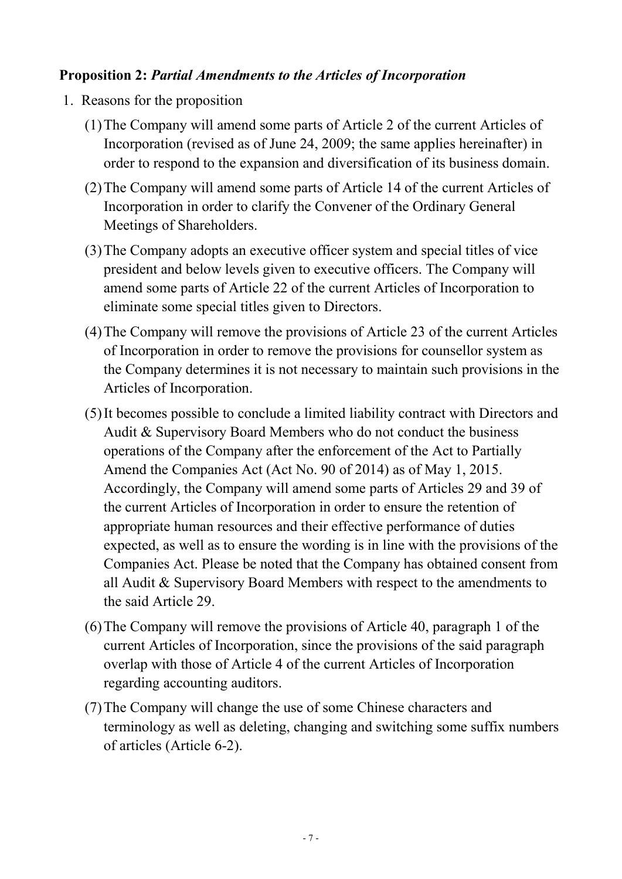**Proposition 2:** ***Partial Amendments to the Articles of Incorporation***

1. Reasons for the proposition

   (1) The Company will amend some parts of Article 2 of the current Articles of Incorporation (revised as of June 24, 2009; the same applies hereinafter) in order to respond to the expansion and diversification of its business domain.

   (2) The Company will amend some parts of Article 14 of the current Articles of Incorporation in order to clarify the Convener of the Ordinary General Meetings of Shareholders.

   (3) The Company adopts an executive officer system and special titles of vice president and below levels given to executive officers. The Company will amend some parts of Article 22 of the current Articles of Incorporation to eliminate some special titles given to Directors.

   (4) The Company will remove the provisions of Article 23 of the current Articles of Incorporation in order to remove the provisions for counsellor system as the Company determines it is not necessary to maintain such provisions in the Articles of Incorporation.

   (5) It becomes possible to conclude a limited liability contract with Directors and Audit & Supervisory Board Members who do not conduct the business operations of the Company after the enforcement of the Act to Partially Amend the Companies Act (Act No. 90 of 2014) as of May 1, 2015. Accordingly, the Company will amend some parts of Articles 29 and 39 of the current Articles of Incorporation in order to ensure the retention of appropriate human resources and their effective performance of duties expected, as well as to ensure the wording is in line with the provisions of the Companies Act. Please be noted that the Company has obtained consent from all Audit & Supervisory Board Members with respect to the amendments to the said Article 29.

   (6) The Company will remove the provisions of Article 40, paragraph 1 of the current Articles of Incorporation, since the provisions of the said paragraph overlap with those of Article 4 of the current Articles of Incorporation regarding accounting auditors.

   (7) The Company will change the use of some Chinese characters and terminology as well as deleting, changing and switching some suffix numbers of articles (Article 6-2).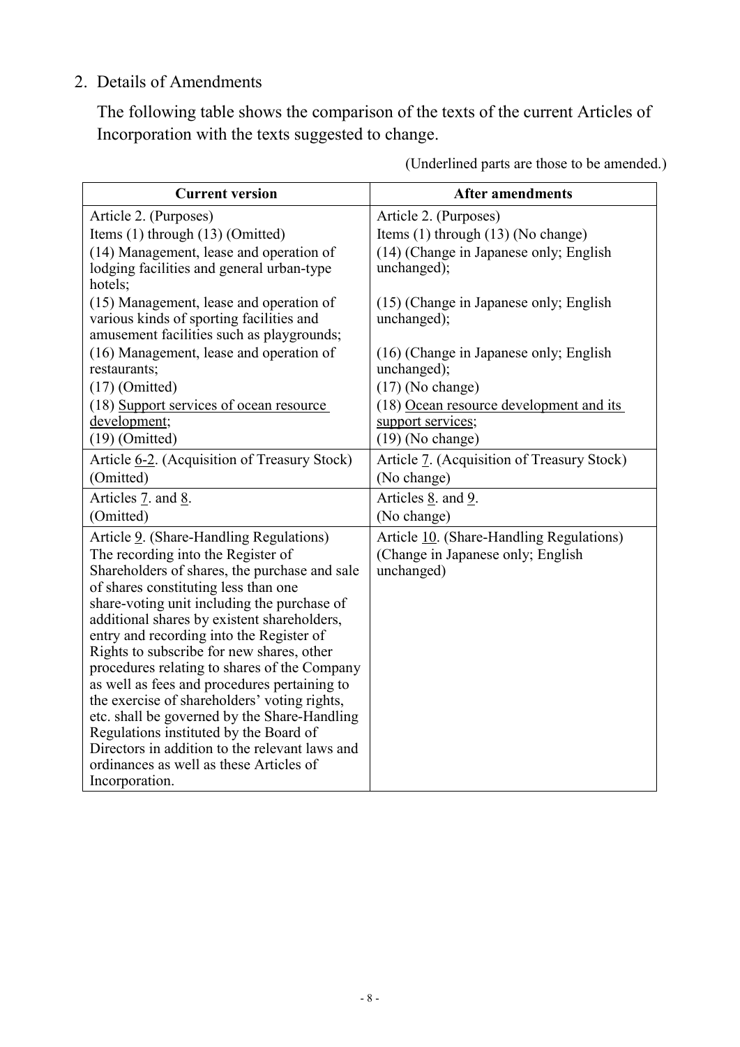## 2. Details of Amendments

The following table shows the comparison of the texts of the current Articles of Incorporation with the texts suggested to change.

(Underlined parts are those to be amended.)

| Current version | After amendments |
|---|---|
| Article 2. (Purposes)<br>Items (1) through (13) (Omitted)<br>(14) Management, lease and operation of lodging facilities and general urban-type hotels;<br>(15) Management, lease and operation of various kinds of sporting facilities and amusement facilities such as playgrounds;<br>(16) Management, lease and operation of restaurants;<br>(17) (Omitted)<br>(18) <u>Support services of ocean resource development</u>;<br>(19) (Omitted) | Article 2. (Purposes)<br>Items (1) through (13) (No change)<br>(14) (Change in Japanese only; English unchanged);<br>(15) (Change in Japanese only; English unchanged);<br>(16) (Change in Japanese only; English unchanged);<br>(17) (No change)<br>(18) <u>Ocean resource development and its support services</u>;<br>(19) (No change) |
| Article <u>6-2</u>. (Acquisition of Treasury Stock)<br>(Omitted) | Article <u>7</u>. (Acquisition of Treasury Stock)<br>(No change) |
| Articles <u>7</u>. and <u>8</u>.<br>(Omitted) | Articles <u>8</u>. and <u>9</u>.<br>(No change) |
| Article <u>9</u>. (Share-Handling Regulations)<br>The recording into the Register of Shareholders of shares, the purchase and sale of shares constituting less than one share-voting unit including the purchase of additional shares by existent shareholders, entry and recording into the Register of Rights to subscribe for new shares, other procedures relating to shares of the Company as well as fees and procedures pertaining to the exercise of shareholders' voting rights, etc. shall be governed by the Share-Handling Regulations instituted by the Board of Directors in addition to the relevant laws and ordinances as well as these Articles of Incorporation. | Article <u>10</u>. (Share-Handling Regulations)<br>(Change in Japanese only; English unchanged) |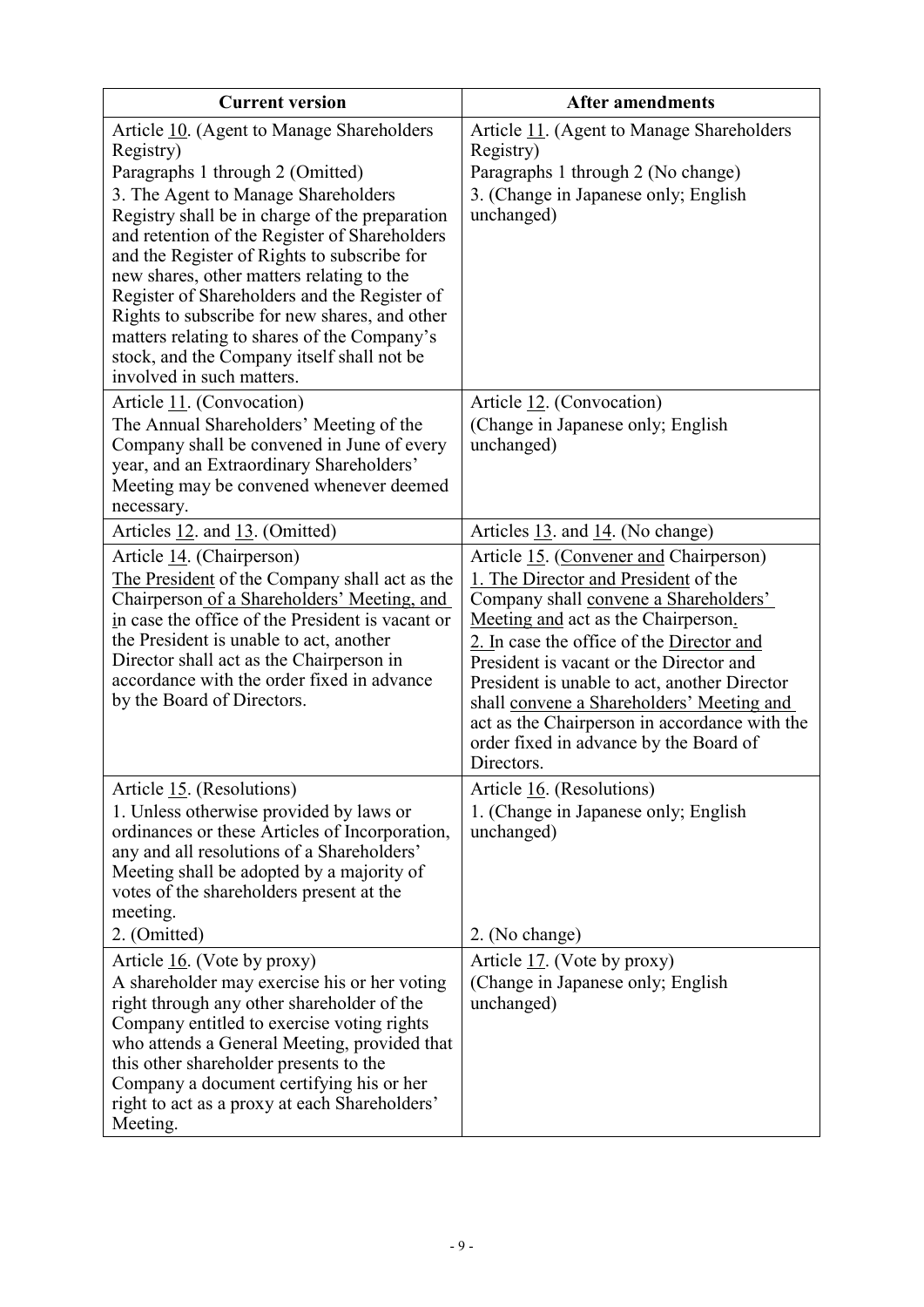| Current version | After amendments |
| --- | --- |
| Article 10. (Agent to Manage Shareholders Registry)<br>Paragraphs 1 through 2 (Omitted)<br>3. The Agent to Manage Shareholders Registry shall be in charge of the preparation and retention of the Register of Shareholders and the Register of Rights to subscribe for new shares, other matters relating to the Register of Shareholders and the Register of Rights to subscribe for new shares, and other matters relating to shares of the Company's stock, and the Company itself shall not be involved in such matters. | Article 11. (Agent to Manage Shareholders Registry)<br>Paragraphs 1 through 2 (No change)<br>3. (Change in Japanese only; English unchanged) |
| Article 11. (Convocation)<br>The Annual Shareholders' Meeting of the Company shall be convened in June of every year, and an Extraordinary Shareholders' Meeting may be convened whenever deemed necessary. | Article 12. (Convocation)<br>(Change in Japanese only; English unchanged) |
| Articles 12. and 13. (Omitted) | Articles 13. and 14. (No change) |
| Article 14. (Chairperson)<br>The President of the Company shall act as the Chairperson of a Shareholders' Meeting, and in case the office of the President is vacant or the President is unable to act, another Director shall act as the Chairperson in accordance with the order fixed in advance by the Board of Directors. | Article 15. (Convener and Chairperson)<br>1. The Director and President of the Company shall convene a Shareholders' Meeting and act as the Chairperson.<br>2. In case the office of the Director and President is vacant or the Director and President is unable to act, another Director shall convene a Shareholders' Meeting and act as the Chairperson in accordance with the order fixed in advance by the Board of Directors. |
| Article 15. (Resolutions)<br>1. Unless otherwise provided by laws or ordinances or these Articles of Incorporation, any and all resolutions of a Shareholders' Meeting shall be adopted by a majority of votes of the shareholders present at the meeting.<br>2. (Omitted) | Article 16. (Resolutions)<br>1. (Change in Japanese only; English unchanged)<br>2. (No change) |
| Article 16. (Vote by proxy)<br>A shareholder may exercise his or her voting right through any other shareholder of the Company entitled to exercise voting rights who attends a General Meeting, provided that this other shareholder presents to the Company a document certifying his or her right to act as a proxy at each Shareholders' Meeting. | Article 17. (Vote by proxy)<br>(Change in Japanese only; English unchanged) |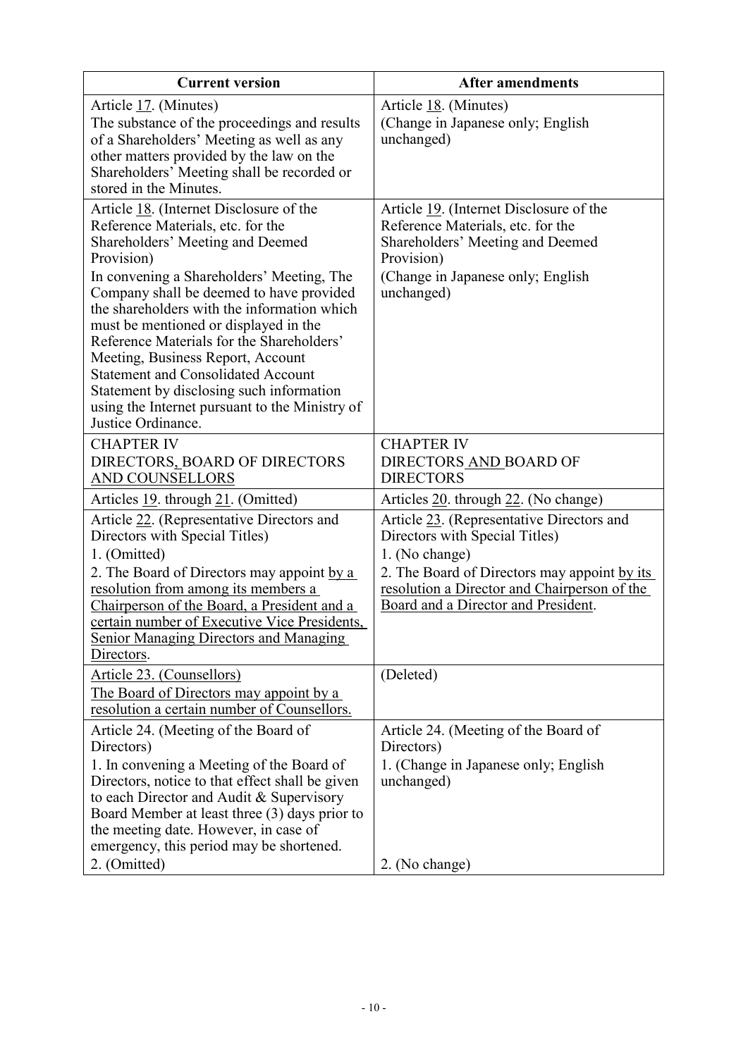| Current version | After amendments |
|---|---|
| Article 17. (Minutes)<br>The substance of the proceedings and results of a Shareholders' Meeting as well as any other matters provided by the law on the Shareholders' Meeting shall be recorded or stored in the Minutes. | Article 18. (Minutes)<br>(Change in Japanese only; English unchanged) |
| Article 18. (Internet Disclosure of the Reference Materials, etc. for the Shareholders' Meeting and Deemed Provision)<br>In convening a Shareholders' Meeting, The Company shall be deemed to have provided the shareholders with the information which must be mentioned or displayed in the Reference Materials for the Shareholders' Meeting, Business Report, Account Statement and Consolidated Account Statement by disclosing such information using the Internet pursuant to the Ministry of Justice Ordinance. | Article 19. (Internet Disclosure of the Reference Materials, etc. for the Shareholders' Meeting and Deemed Provision)<br>(Change in Japanese only; English unchanged) |
| CHAPTER IV<br>DIRECTORS, BOARD OF DIRECTORS AND COUNSELLORS | CHAPTER IV<br>DIRECTORS AND BOARD OF DIRECTORS |
| Articles 19. through 21. (Omitted) | Articles 20. through 22. (No change) |
| Article 22. (Representative Directors and Directors with Special Titles)<br>1. (Omitted)<br>2. The Board of Directors may appoint by a resolution from among its members a Chairperson of the Board, a President and a certain number of Executive Vice Presidents, Senior Managing Directors and Managing Directors. | Article 23. (Representative Directors and Directors with Special Titles)<br>1. (No change)<br>2. The Board of Directors may appoint by its resolution a Director and Chairperson of the Board and a Director and President. |
| Article 23. (Counsellors)<br>The Board of Directors may appoint by a resolution a certain number of Counsellors. | (Deleted) |
| Article 24. (Meeting of the Board of Directors)<br>1. In convening a Meeting of the Board of Directors, notice to that effect shall be given to each Director and Audit & Supervisory Board Member at least three (3) days prior to the meeting date. However, in case of emergency, this period may be shortened.<br>2. (Omitted) | Article 24. (Meeting of the Board of Directors)<br>1. (Change in Japanese only; English unchanged)<br>2. (No change) |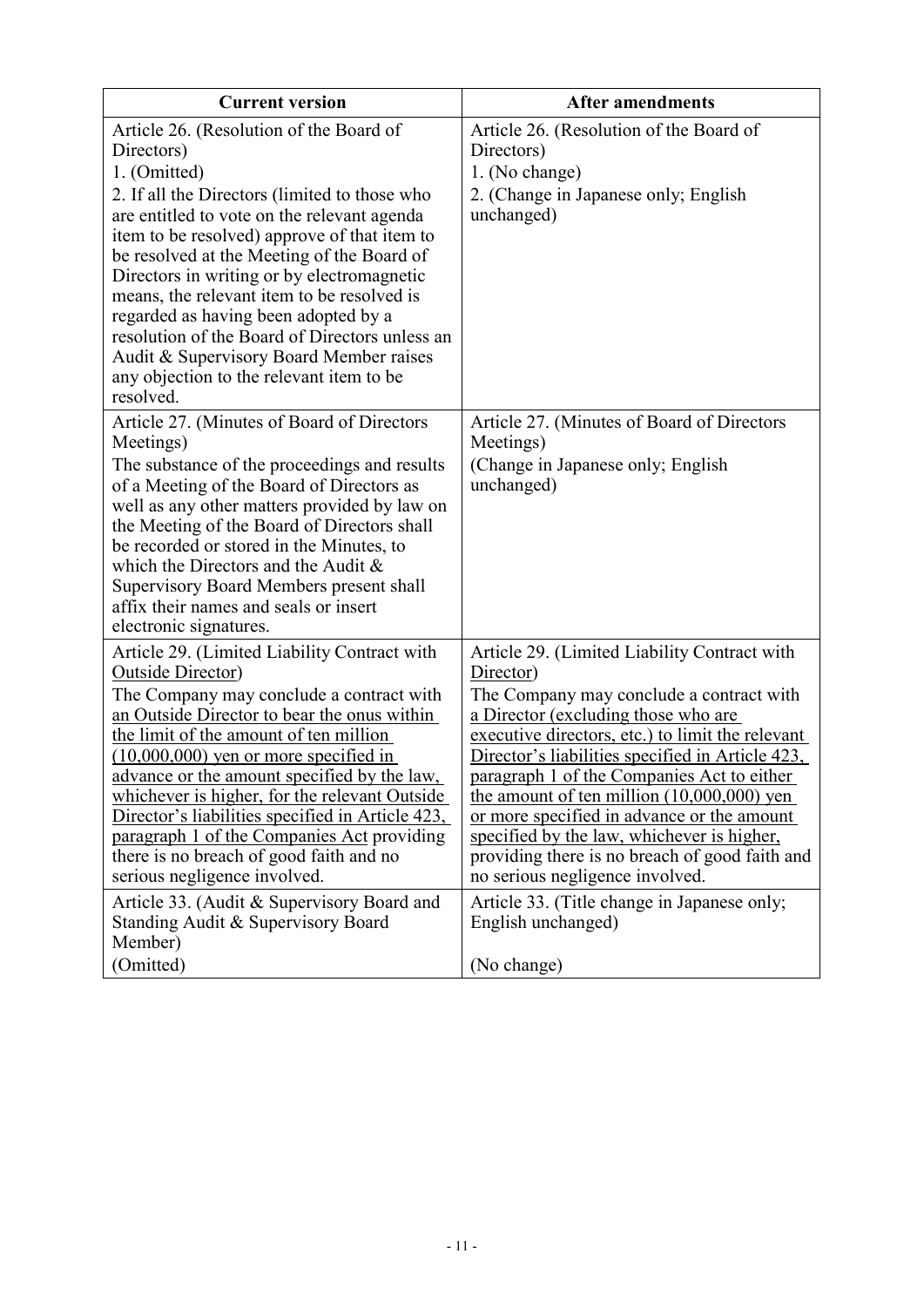| Current version | After amendments |
|---|---|
| Article 26. (Resolution of the Board of Directors)<br>1. (Omitted)<br>2. If all the Directors (limited to those who are entitled to vote on the relevant agenda item to be resolved) approve of that item to be resolved at the Meeting of the Board of Directors in writing or by electromagnetic means, the relevant item to be resolved is regarded as having been adopted by a resolution of the Board of Directors unless an Audit & Supervisory Board Member raises any objection to the relevant item to be resolved. | Article 26. (Resolution of the Board of Directors)<br>1. (No change)<br>2. (Change in Japanese only; English unchanged) |
| Article 27. (Minutes of Board of Directors Meetings)<br>The substance of the proceedings and results of a Meeting of the Board of Directors as well as any other matters provided by law on the Meeting of the Board of Directors shall be recorded or stored in the Minutes, to which the Directors and the Audit & Supervisory Board Members present shall affix their names and seals or insert electronic signatures. | Article 27. (Minutes of Board of Directors Meetings)<br>(Change in Japanese only; English unchanged) |
| Article 29. (Limited Liability Contract with <u>Outside Director</u>)<br>The Company may conclude a contract with <u>an Outside Director to bear the onus within the limit of the amount of ten million (10,000,000) yen or more specified in advance or the amount specified by the law, whichever is higher, for the relevant Outside Director's liabilities specified in Article 423, paragraph 1 of the Companies Act</u> providing there is no breach of good faith and no serious negligence involved. | Article 29. (Limited Liability Contract with <u>Director</u>)<br>The Company may conclude a contract with <u>a Director (excluding those who are executive directors, etc.) to limit the relevant Director's liabilities specified in Article 423, paragraph 1 of the Companies Act to either the amount of ten million (10,000,000) yen or more specified in advance or the amount specified by the law, whichever is higher,</u> providing there is no breach of good faith and no serious negligence involved. |
| Article 33. (Audit & Supervisory Board and Standing Audit & Supervisory Board Member)<br>(Omitted) | Article 33. (Title change in Japanese only; English unchanged)<br><br>(No change) |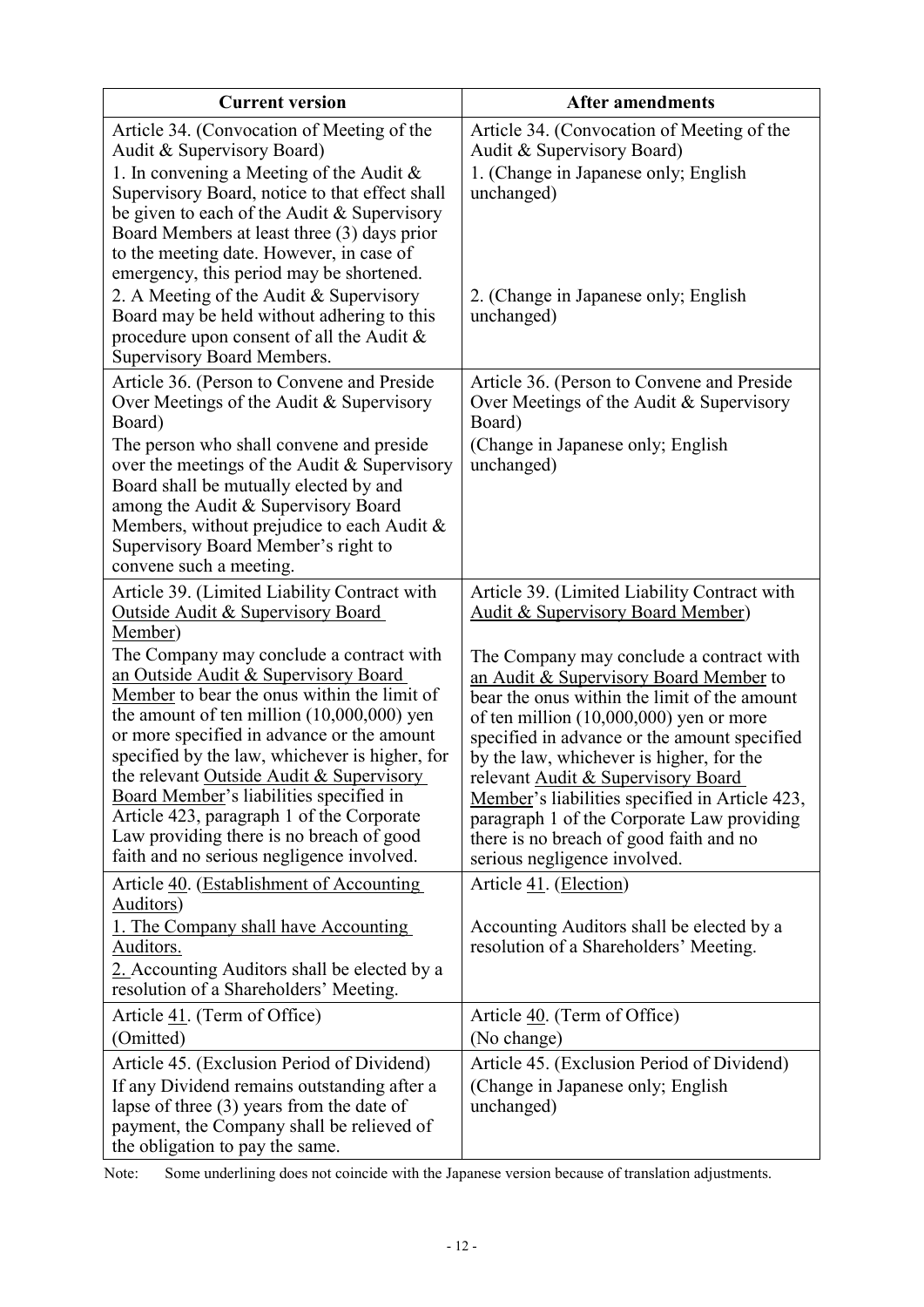| Current version | After amendments |
|---|---|
| Article 34. (Convocation of Meeting of the Audit & Supervisory Board)<br>1. In convening a Meeting of the Audit & Supervisory Board, notice to that effect shall be given to each of the Audit & Supervisory Board Members at least three (3) days prior to the meeting date. However, in case of emergency, this period may be shortened.<br>2. A Meeting of the Audit & Supervisory Board may be held without adhering to this procedure upon consent of all the Audit & Supervisory Board Members. | Article 34. (Convocation of Meeting of the Audit & Supervisory Board)<br>1. (Change in Japanese only; English unchanged)<br><br>2. (Change in Japanese only; English unchanged) |
| Article 36. (Person to Convene and Preside Over Meetings of the Audit & Supervisory Board)<br>The person who shall convene and preside over the meetings of the Audit & Supervisory Board shall be mutually elected by and among the Audit & Supervisory Board Members, without prejudice to each Audit & Supervisory Board Member's right to convene such a meeting. | Article 36. (Person to Convene and Preside Over Meetings of the Audit & Supervisory Board)<br>(Change in Japanese only; English unchanged) |
| Article 39. (Limited Liability Contract with <u>Outside Audit & Supervisory Board Member</u>)<br>The Company may conclude a contract with <u>an Outside Audit & Supervisory Board Member</u> to bear the onus within the limit of the amount of ten million (10,000,000) yen or more specified in advance or the amount specified by the law, whichever is higher, for the relevant <u>Outside Audit & Supervisory Board Member</u>'s liabilities specified in Article 423, paragraph 1 of the Corporate Law providing there is no breach of good faith and no serious negligence involved. | Article 39. (Limited Liability Contract with <u>Audit & Supervisory Board Member</u>)<br>The Company may conclude a contract with <u>an Audit & Supervisory Board Member</u> to bear the onus within the limit of the amount of ten million (10,000,000) yen or more specified in advance or the amount specified by the law, whichever is higher, for the relevant <u>Audit & Supervisory Board Member</u>'s liabilities specified in Article 423, paragraph 1 of the Corporate Law providing there is no breach of good faith and no serious negligence involved. |
| Article <u>40</u>. (<u>Establishment of Accounting Auditors</u>)<br><u>1. The Company shall have Accounting Auditors.</u><br><u>2.</u> Accounting Auditors shall be elected by a resolution of a Shareholders' Meeting. | Article <u>41</u>. (<u>Election</u>)<br>Accounting Auditors shall be elected by a resolution of a Shareholders' Meeting. |
| Article <u>41</u>. (Term of Office)<br>(Omitted) | Article <u>40</u>. (Term of Office)<br>(No change) |
| Article 45. (Exclusion Period of Dividend)<br>If any Dividend remains outstanding after a lapse of three (3) years from the date of payment, the Company shall be relieved of the obligation to pay the same. | Article 45. (Exclusion Period of Dividend)<br>(Change in Japanese only; English unchanged) |

Note: Some underlining does not coincide with the Japanese version because of translation adjustments.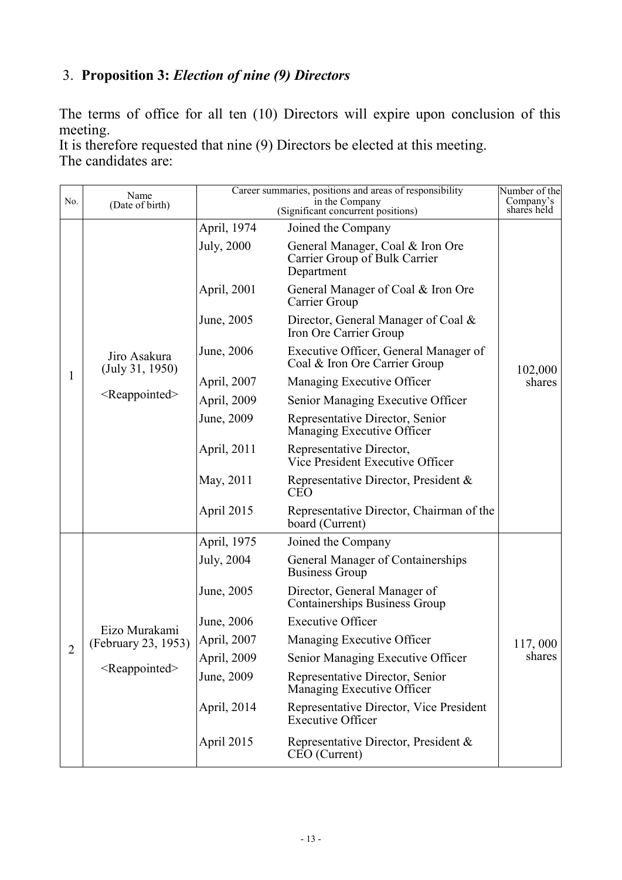## 3. **Proposition 3:** ***Election of nine (9) Directors***

The terms of office for all ten (10) Directors will expire upon conclusion of this meeting.
It is therefore requested that nine (9) Directors be elected at this meeting.
The candidates are:

| No. | Name (Date of birth) | Career summaries, positions and areas of responsibility in the Company (Significant concurrent positions) | | Number of the Company's shares held |
|---|---|---|---|---|
| 1 | Jiro Asakura (July 31, 1950) <Reappointed> | April, 1974 | Joined the Company | 102,000 shares |
| | | July, 2000 | General Manager, Coal & Iron Ore Carrier Group of Bulk Carrier Department | |
| | | April, 2001 | General Manager of Coal & Iron Ore Carrier Group | |
| | | June, 2005 | Director, General Manager of Coal & Iron Ore Carrier Group | |
| | | June, 2006 | Executive Officer, General Manager of Coal & Iron Ore Carrier Group | |
| | | April, 2007 | Managing Executive Officer | |
| | | April, 2009 | Senior Managing Executive Officer | |
| | | June, 2009 | Representative Director, Senior Managing Executive Officer | |
| | | April, 2011 | Representative Director, Vice President Executive Officer | |
| | | May, 2011 | Representative Director, President & CEO | |
| | | April 2015 | Representative Director, Chairman of the board (Current) | |
| 2 | Eizo Murakami (February 23, 1953) <Reappointed> | April, 1975 | Joined the Company | 117, 000 shares |
| | | July, 2004 | General Manager of Containerships Business Group | |
| | | June, 2005 | Director, General Manager of Containerships Business Group | |
| | | June, 2006 | Executive Officer | |
| | | April, 2007 | Managing Executive Officer | |
| | | April, 2009 | Senior Managing Executive Officer | |
| | | June, 2009 | Representative Director, Senior Managing Executive Officer | |
| | | April, 2014 | Representative Director, Vice President Executive Officer | |
| | | April 2015 | Representative Director, President & CEO (Current) | |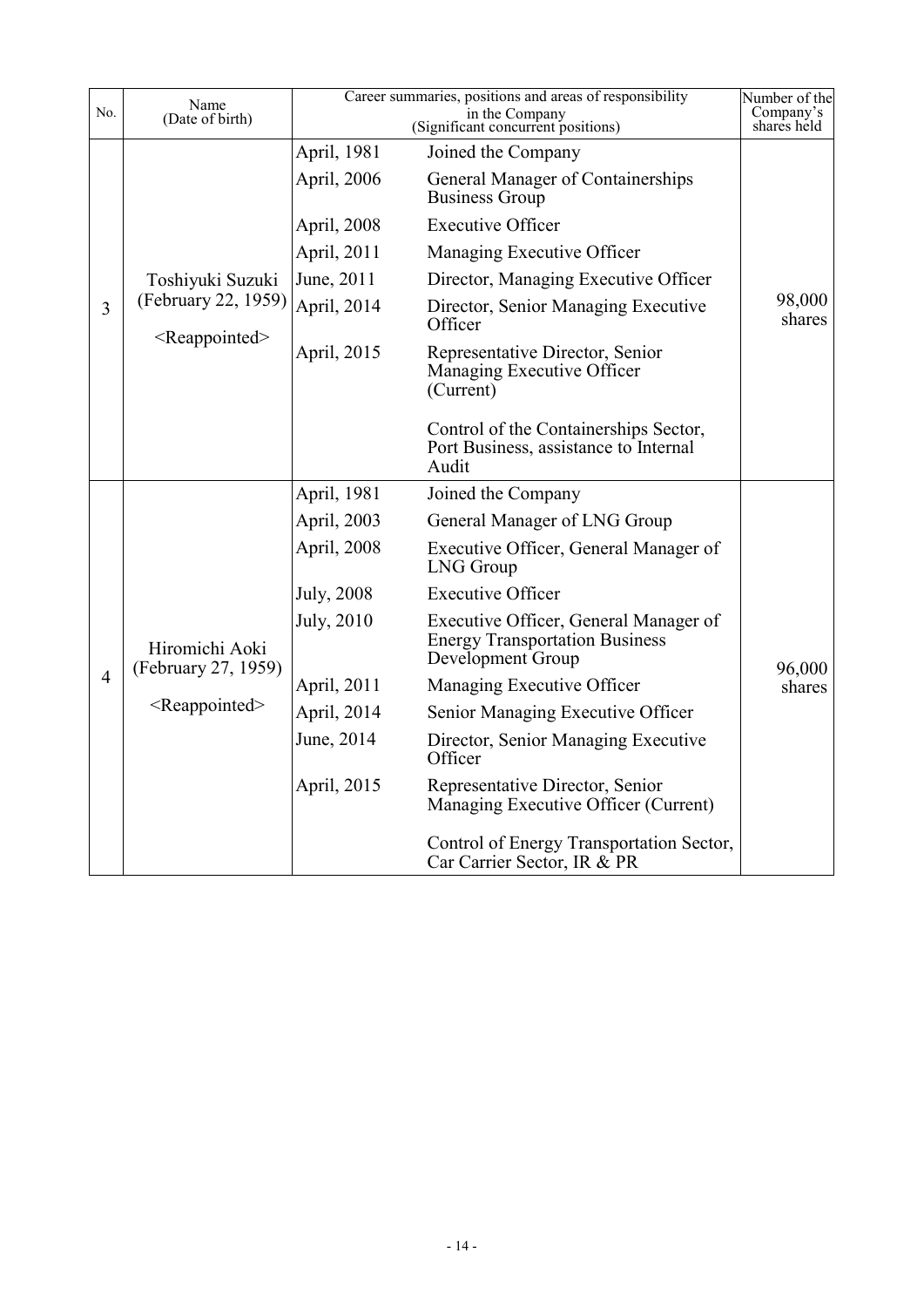| No. | Name (Date of birth) | Career summaries, positions and areas of responsibility in the Company (Significant concurrent positions) | | Number of the Company's shares held |
|---|---|---|---|---|
| 3 | Toshiyuki Suzuki (February 22, 1959) <Reappointed> | April, 1981 | Joined the Company | 98,000 shares |
| | | April, 2006 | General Manager of Containerships Business Group | |
| | | April, 2008 | Executive Officer | |
| | | April, 2011 | Managing Executive Officer | |
| | | June, 2011 | Director, Managing Executive Officer | |
| | | April, 2014 | Director, Senior Managing Executive Officer | |
| | | April, 2015 | Representative Director, Senior Managing Executive Officer (Current) | |
| | | | Control of the Containerships Sector, Port Business, assistance to Internal Audit | |
| 4 | Hiromichi Aoki (February 27, 1959) <Reappointed> | April, 1981 | Joined the Company | 96,000 shares |
| | | April, 2003 | General Manager of LNG Group | |
| | | April, 2008 | Executive Officer, General Manager of LNG Group | |
| | | July, 2008 | Executive Officer | |
| | | July, 2010 | Executive Officer, General Manager of Energy Transportation Business Development Group | |
| | | April, 2011 | Managing Executive Officer | |
| | | April, 2014 | Senior Managing Executive Officer | |
| | | June, 2014 | Director, Senior Managing Executive Officer | |
| | | April, 2015 | Representative Director, Senior Managing Executive Officer (Current) | |
| | | | Control of Energy Transportation Sector, Car Carrier Sector, IR & PR | |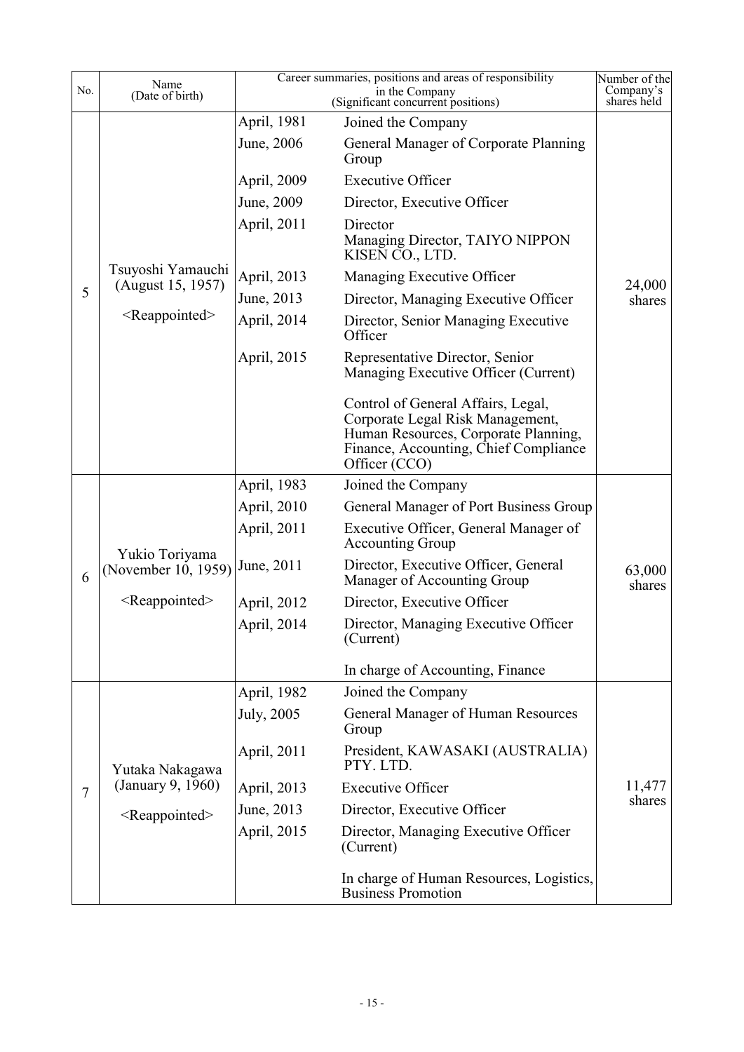| No. | Name (Date of birth) | Career summaries, positions and areas of responsibility in the Company (Significant concurrent positions) | | Number of the Company's shares held |
|---|---|---|---|---|
| 5 | Tsuyoshi Yamauchi (August 15, 1957) <Reappointed> | April, 1981 | Joined the Company | 24,000 shares |
| | | June, 2006 | General Manager of Corporate Planning Group | |
| | | April, 2009 | Executive Officer | |
| | | June, 2009 | Director, Executive Officer | |
| | | April, 2011 | Director<br>Managing Director, TAIYO NIPPON KISEN CO., LTD. | |
| | | April, 2013 | Managing Executive Officer | |
| | | June, 2013 | Director, Managing Executive Officer | |
| | | April, 2014 | Director, Senior Managing Executive Officer | |
| | | April, 2015 | Representative Director, Senior Managing Executive Officer (Current) | |
| | | | Control of General Affairs, Legal, Corporate Legal Risk Management, Human Resources, Corporate Planning, Finance, Accounting, Chief Compliance Officer (CCO) | |
| 6 | Yukio Toriyama (November 10, 1959) <Reappointed> | April, 1983 | Joined the Company | 63,000 shares |
| | | April, 2010 | General Manager of Port Business Group | |
| | | April, 2011 | Executive Officer, General Manager of Accounting Group | |
| | | June, 2011 | Director, Executive Officer, General Manager of Accounting Group | |
| | | April, 2012 | Director, Executive Officer | |
| | | April, 2014 | Director, Managing Executive Officer (Current) | |
| | | | In charge of Accounting, Finance | |
| 7 | Yutaka Nakagawa (January 9, 1960) <Reappointed> | April, 1982 | Joined the Company | 11,477 shares |
| | | July, 2005 | General Manager of Human Resources Group | |
| | | April, 2011 | President, KAWASAKI (AUSTRALIA) PTY. LTD. | |
| | | April, 2013 | Executive Officer | |
| | | June, 2013 | Director, Executive Officer | |
| | | April, 2015 | Director, Managing Executive Officer (Current) | |
| | | | In charge of Human Resources, Logistics, Business Promotion | |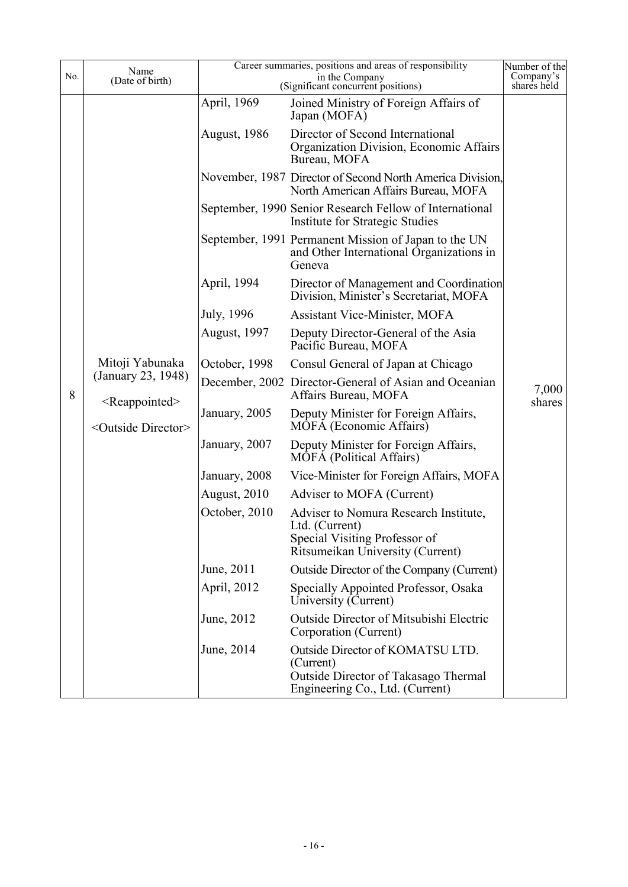| No. | Name (Date of birth) | Career summaries, positions and areas of responsibility in the Company (Significant concurrent positions) | | Number of the Company's shares held |
|---|---|---|---|---|
| 8 | Mitoji Yabunaka (January 23, 1948) <Reappointed> <Outside Director> | April, 1969 | Joined Ministry of Foreign Affairs of Japan (MOFA) | 7,000 shares |
| | | August, 1986 | Director of Second International Organization Division, Economic Affairs Bureau, MOFA | |
| | | November, 1987 | Director of Second North America Division, North American Affairs Bureau, MOFA | |
| | | September, 1990 | Senior Research Fellow of International Institute for Strategic Studies | |
| | | September, 1991 | Permanent Mission of Japan to the UN and Other International Organizations in Geneva | |
| | | April, 1994 | Director of Management and Coordination Division, Minister's Secretariat, MOFA | |
| | | July, 1996 | Assistant Vice-Minister, MOFA | |
| | | August, 1997 | Deputy Director-General of the Asia Pacific Bureau, MOFA | |
| | | October, 1998 | Consul General of Japan at Chicago | |
| | | December, 2002 | Director-General of Asian and Oceanian Affairs Bureau, MOFA | |
| | | January, 2005 | Deputy Minister for Foreign Affairs, MOFA (Economic Affairs) | |
| | | January, 2007 | Deputy Minister for Foreign Affairs, MOFA (Political Affairs) | |
| | | January, 2008 | Vice-Minister for Foreign Affairs, MOFA | |
| | | August, 2010 | Adviser to MOFA (Current) | |
| | | October, 2010 | Adviser to Nomura Research Institute, Ltd. (Current) Special Visiting Professor of Ritsumeikan University (Current) | |
| | | June, 2011 | Outside Director of the Company (Current) | |
| | | April, 2012 | Specially Appointed Professor, Osaka University (Current) | |
| | | June, 2012 | Outside Director of Mitsubishi Electric Corporation (Current) | |
| | | June, 2014 | Outside Director of KOMATSU LTD. (Current) Outside Director of Takasago Thermal Engineering Co., Ltd. (Current) | |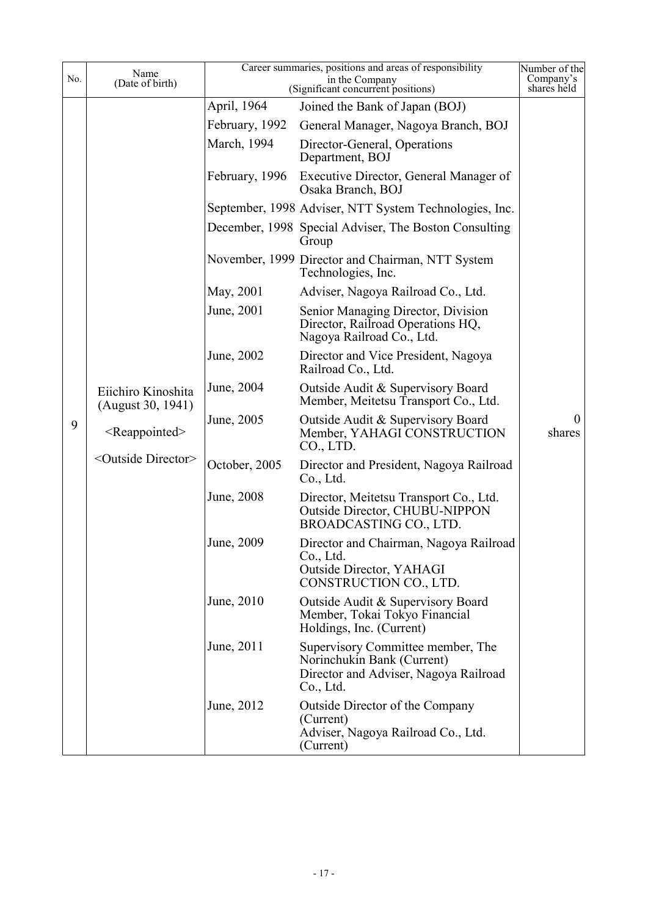| No. | Name (Date of birth) | Career summaries, positions and areas of responsibility in the Company (Significant concurrent positions) | | Number of the Company's shares held |
|---|---|---|---|---|
| 9 | Eiichiro Kinoshita (August 30, 1941) <Reappointed> <Outside Director> | April, 1964 | Joined the Bank of Japan (BOJ) | 0 shares |
| | | February, 1992 | General Manager, Nagoya Branch, BOJ | |
| | | March, 1994 | Director-General, Operations Department, BOJ | |
| | | February, 1996 | Executive Director, General Manager of Osaka Branch, BOJ | |
| | | September, 1998 | Adviser, NTT System Technologies, Inc. | |
| | | December, 1998 | Special Adviser, The Boston Consulting Group | |
| | | November, 1999 | Director and Chairman, NTT System Technologies, Inc. | |
| | | May, 2001 | Adviser, Nagoya Railroad Co., Ltd. | |
| | | June, 2001 | Senior Managing Director, Division Director, Railroad Operations HQ, Nagoya Railroad Co., Ltd. | |
| | | June, 2002 | Director and Vice President, Nagoya Railroad Co., Ltd. | |
| | | June, 2004 | Outside Audit & Supervisory Board Member, Meitetsu Transport Co., Ltd. | |
| | | June, 2005 | Outside Audit & Supervisory Board Member, YAHAGI CONSTRUCTION CO., LTD. | |
| | | October, 2005 | Director and President, Nagoya Railroad Co., Ltd. | |
| | | June, 2008 | Director, Meitetsu Transport Co., Ltd. Outside Director, CHUBU-NIPPON BROADCASTING CO., LTD. | |
| | | June, 2009 | Director and Chairman, Nagoya Railroad Co., Ltd. Outside Director, YAHAGI CONSTRUCTION CO., LTD. | |
| | | June, 2010 | Outside Audit & Supervisory Board Member, Tokai Tokyo Financial Holdings, Inc. (Current) | |
| | | June, 2011 | Supervisory Committee member, The Norinchukin Bank (Current) Director and Adviser, Nagoya Railroad Co., Ltd. | |
| | | June, 2012 | Outside Director of the Company (Current) Adviser, Nagoya Railroad Co., Ltd. (Current) | |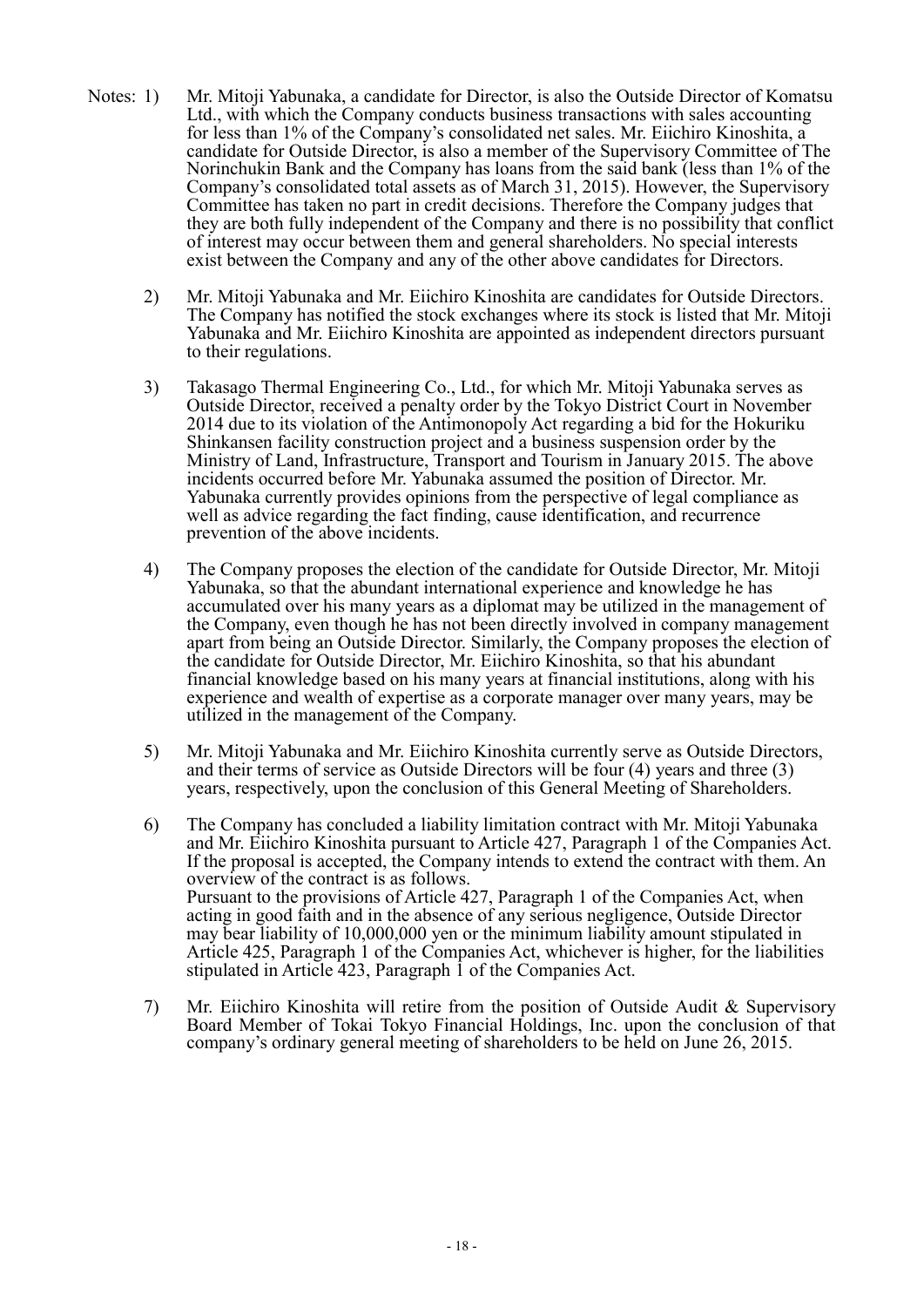Notes: 1) Mr. Mitoji Yabunaka, a candidate for Director, is also the Outside Director of Komatsu Ltd., with which the Company conducts business transactions with sales accounting for less than 1% of the Company's consolidated net sales. Mr. Eiichiro Kinoshita, a candidate for Outside Director, is also a member of the Supervisory Committee of The Norinchukin Bank and the Company has loans from the said bank (less than 1% of the Company's consolidated total assets as of March 31, 2015). However, the Supervisory Committee has taken no part in credit decisions. Therefore the Company judges that they are both fully independent of the Company and there is no possibility that conflict of interest may occur between them and general shareholders. No special interests exist between the Company and any of the other above candidates for Directors.

2) Mr. Mitoji Yabunaka and Mr. Eiichiro Kinoshita are candidates for Outside Directors. The Company has notified the stock exchanges where its stock is listed that Mr. Mitoji Yabunaka and Mr. Eiichiro Kinoshita are appointed as independent directors pursuant to their regulations.

3) Takasago Thermal Engineering Co., Ltd., for which Mr. Mitoji Yabunaka serves as Outside Director, received a penalty order by the Tokyo District Court in November 2014 due to its violation of the Antimonopoly Act regarding a bid for the Hokuriku Shinkansen facility construction project and a business suspension order by the Ministry of Land, Infrastructure, Transport and Tourism in January 2015. The above incidents occurred before Mr. Yabunaka assumed the position of Director. Mr. Yabunaka currently provides opinions from the perspective of legal compliance as well as advice regarding the fact finding, cause identification, and recurrence prevention of the above incidents.

4) The Company proposes the election of the candidate for Outside Director, Mr. Mitoji Yabunaka, so that the abundant international experience and knowledge he has accumulated over his many years as a diplomat may be utilized in the management of the Company, even though he has not been directly involved in company management apart from being an Outside Director. Similarly, the Company proposes the election of the candidate for Outside Director, Mr. Eiichiro Kinoshita, so that his abundant financial knowledge based on his many years at financial institutions, along with his experience and wealth of expertise as a corporate manager over many years, may be utilized in the management of the Company.

5) Mr. Mitoji Yabunaka and Mr. Eiichiro Kinoshita currently serve as Outside Directors, and their terms of service as Outside Directors will be four (4) years and three (3) years, respectively, upon the conclusion of this General Meeting of Shareholders.

6) The Company has concluded a liability limitation contract with Mr. Mitoji Yabunaka and Mr. Eiichiro Kinoshita pursuant to Article 427, Paragraph 1 of the Companies Act. If the proposal is accepted, the Company intends to extend the contract with them. An overview of the contract is as follows.
Pursuant to the provisions of Article 427, Paragraph 1 of the Companies Act, when acting in good faith and in the absence of any serious negligence, Outside Director may bear liability of 10,000,000 yen or the minimum liability amount stipulated in Article 425, Paragraph 1 of the Companies Act, whichever is higher, for the liabilities stipulated in Article 423, Paragraph 1 of the Companies Act.

7) Mr. Eiichiro Kinoshita will retire from the position of Outside Audit & Supervisory Board Member of Tokai Tokyo Financial Holdings, Inc. upon the conclusion of that company's ordinary general meeting of shareholders to be held on June 26, 2015.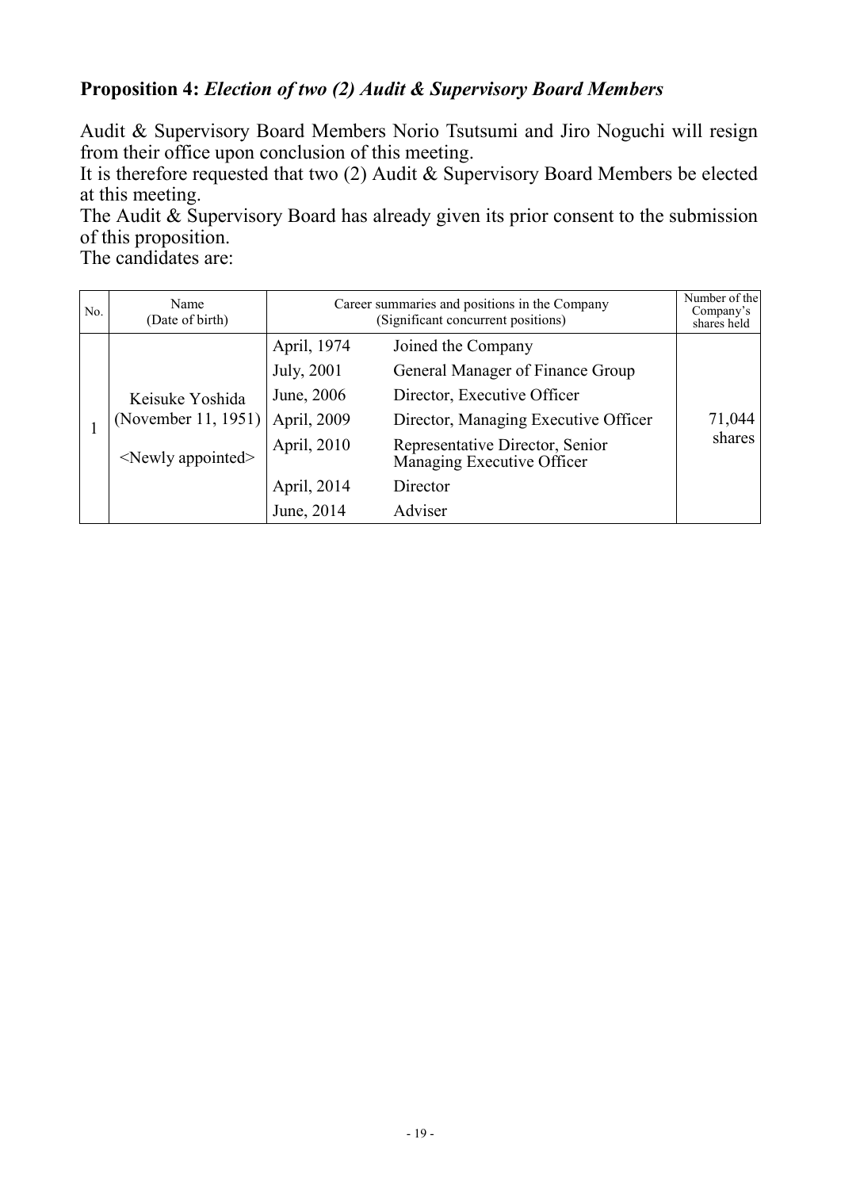**Proposition 4:** ***Election of two (2) Audit & Supervisory Board Members***

Audit & Supervisory Board Members Norio Tsutsumi and Jiro Noguchi will resign from their office upon conclusion of this meeting.
It is therefore requested that two (2) Audit & Supervisory Board Members be elected at this meeting.
The Audit & Supervisory Board has already given its prior consent to the submission of this proposition.
The candidates are:

| No. | Name (Date of birth) | Career summaries and positions in the Company (Significant concurrent positions) | | Number of the Company's shares held |
|---|---|---|---|---|
| 1 | Keisuke Yoshida (November 11, 1951) <Newly appointed> | April, 1974 | Joined the Company | 71,044 shares |
| | | July, 2001 | General Manager of Finance Group | |
| | | June, 2006 | Director, Executive Officer | |
| | | April, 2009 | Director, Managing Executive Officer | |
| | | April, 2010 | Representative Director, Senior Managing Executive Officer | |
| | | April, 2014 | Director | |
| | | June, 2014 | Adviser | |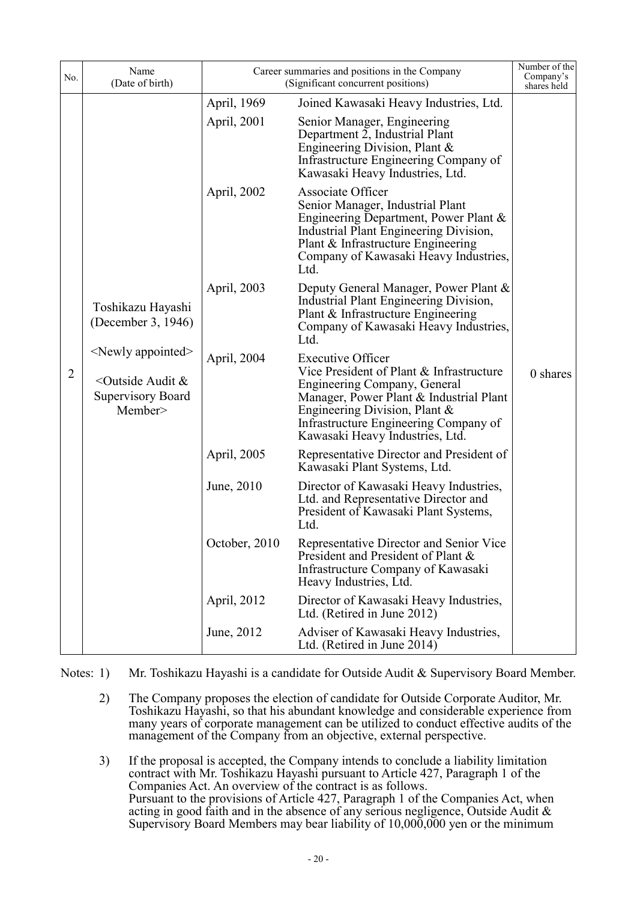| No. | Name (Date of birth) | Career summaries and positions in the Company (Significant concurrent positions) | | Number of the Company's shares held |
|---|---|---|---|---|
| 2 | Toshikazu Hayashi (December 3, 1946) <Newly appointed> <Outside Audit & Supervisory Board Member> | April, 1969 | Joined Kawasaki Heavy Industries, Ltd. | 0 shares |
| | | April, 2001 | Senior Manager, Engineering Department 2, Industrial Plant Engineering Division, Plant & Infrastructure Engineering Company of Kawasaki Heavy Industries, Ltd. | |
| | | April, 2002 | Associate Officer<br>Senior Manager, Industrial Plant Engineering Department, Power Plant & Industrial Plant Engineering Division, Plant & Infrastructure Engineering Company of Kawasaki Heavy Industries, Ltd. | |
| | | April, 2003 | Deputy General Manager, Power Plant & Industrial Plant Engineering Division, Plant & Infrastructure Engineering Company of Kawasaki Heavy Industries, Ltd. | |
| | | April, 2004 | Executive Officer<br>Vice President of Plant & Infrastructure Engineering Company, General Manager, Power Plant & Industrial Plant Engineering Division, Plant & Infrastructure Engineering Company of Kawasaki Heavy Industries, Ltd. | |
| | | April, 2005 | Representative Director and President of Kawasaki Plant Systems, Ltd. | |
| | | June, 2010 | Director of Kawasaki Heavy Industries, Ltd. and Representative Director and President of Kawasaki Plant Systems, Ltd. | |
| | | October, 2010 | Representative Director and Senior Vice President and President of Plant & Infrastructure Company of Kawasaki Heavy Industries, Ltd. | |
| | | April, 2012 | Director of Kawasaki Heavy Industries, Ltd. (Retired in June 2012) | |
| | | June, 2012 | Adviser of Kawasaki Heavy Industries, Ltd. (Retired in June 2014) | |

Notes: 1) Mr. Toshikazu Hayashi is a candidate for Outside Audit & Supervisory Board Member.

2) The Company proposes the election of candidate for Outside Corporate Auditor, Mr. Toshikazu Hayashi, so that his abundant knowledge and considerable experience from many years of corporate management can be utilized to conduct effective audits of the management of the Company from an objective, external perspective.

3) If the proposal is accepted, the Company intends to conclude a liability limitation contract with Mr. Toshikazu Hayashi pursuant to Article 427, Paragraph 1 of the Companies Act. An overview of the contract is as follows.
Pursuant to the provisions of Article 427, Paragraph 1 of the Companies Act, when acting in good faith and in the absence of any serious negligence, Outside Audit & Supervisory Board Members may bear liability of 10,000,000 yen or the minimum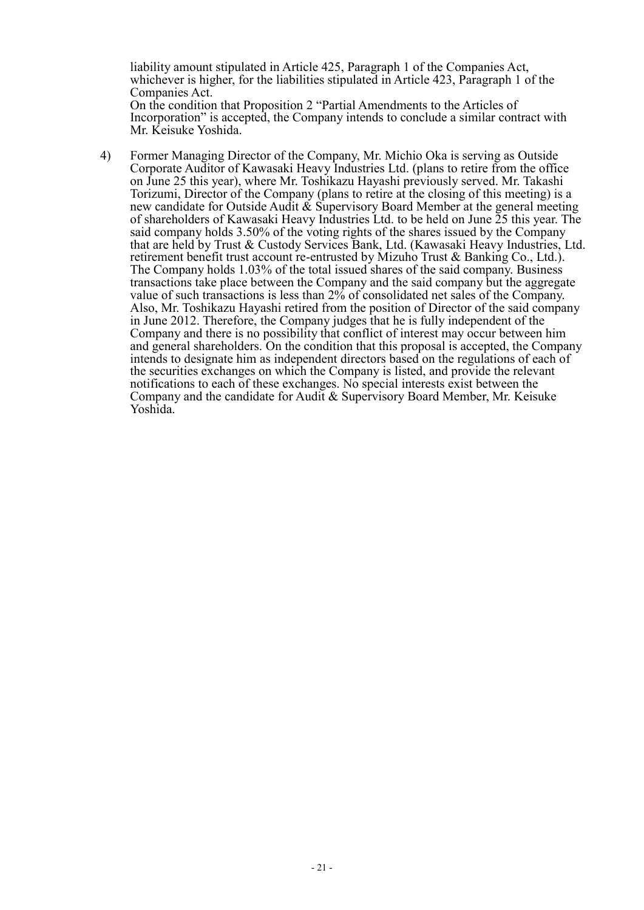liability amount stipulated in Article 425, Paragraph 1 of the Companies Act, whichever is higher, for the liabilities stipulated in Article 423, Paragraph 1 of the Companies Act.
On the condition that Proposition 2 "Partial Amendments to the Articles of Incorporation" is accepted, the Company intends to conclude a similar contract with Mr. Keisuke Yoshida.

4) Former Managing Director of the Company, Mr. Michio Oka is serving as Outside Corporate Auditor of Kawasaki Heavy Industries Ltd. (plans to retire from the office on June 25 this year), where Mr. Toshikazu Hayashi previously served. Mr. Takashi Torizumi, Director of the Company (plans to retire at the closing of this meeting) is a new candidate for Outside Audit & Supervisory Board Member at the general meeting of shareholders of Kawasaki Heavy Industries Ltd. to be held on June 25 this year. The said company holds 3.50% of the voting rights of the shares issued by the Company that are held by Trust & Custody Services Bank, Ltd. (Kawasaki Heavy Industries, Ltd. retirement benefit trust account re-entrusted by Mizuho Trust & Banking Co., Ltd.). The Company holds 1.03% of the total issued shares of the said company. Business transactions take place between the Company and the said company but the aggregate value of such transactions is less than 2% of consolidated net sales of the Company. Also, Mr. Toshikazu Hayashi retired from the position of Director of the said company in June 2012. Therefore, the Company judges that he is fully independent of the Company and there is no possibility that conflict of interest may occur between him and general shareholders. On the condition that this proposal is accepted, the Company intends to designate him as independent directors based on the regulations of each of the securities exchanges on which the Company is listed, and provide the relevant notifications to each of these exchanges. No special interests exist between the Company and the candidate for Audit & Supervisory Board Member, Mr. Keisuke Yoshida.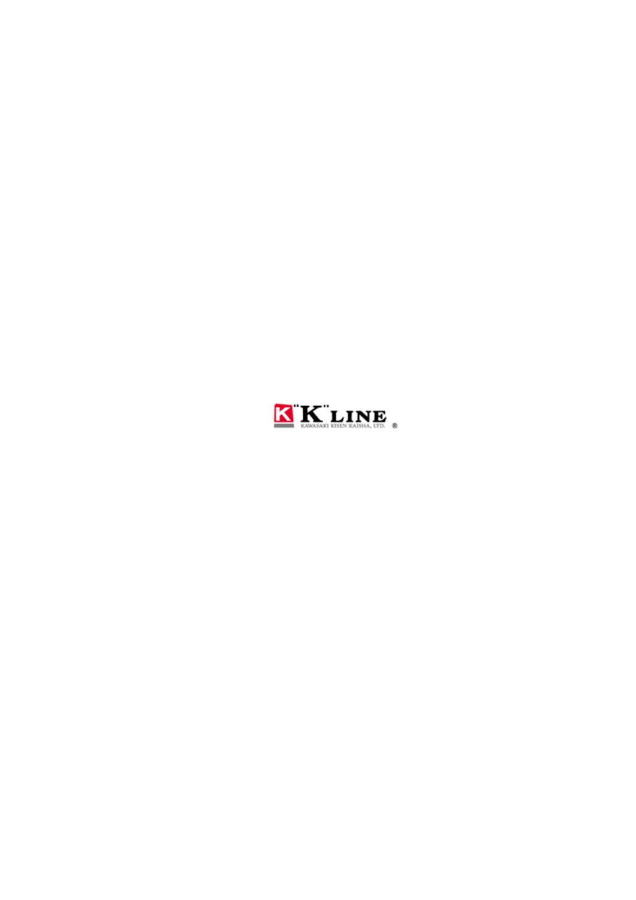"K" LINE

KAWASAKI KISEN KAISHA, LTD. ®